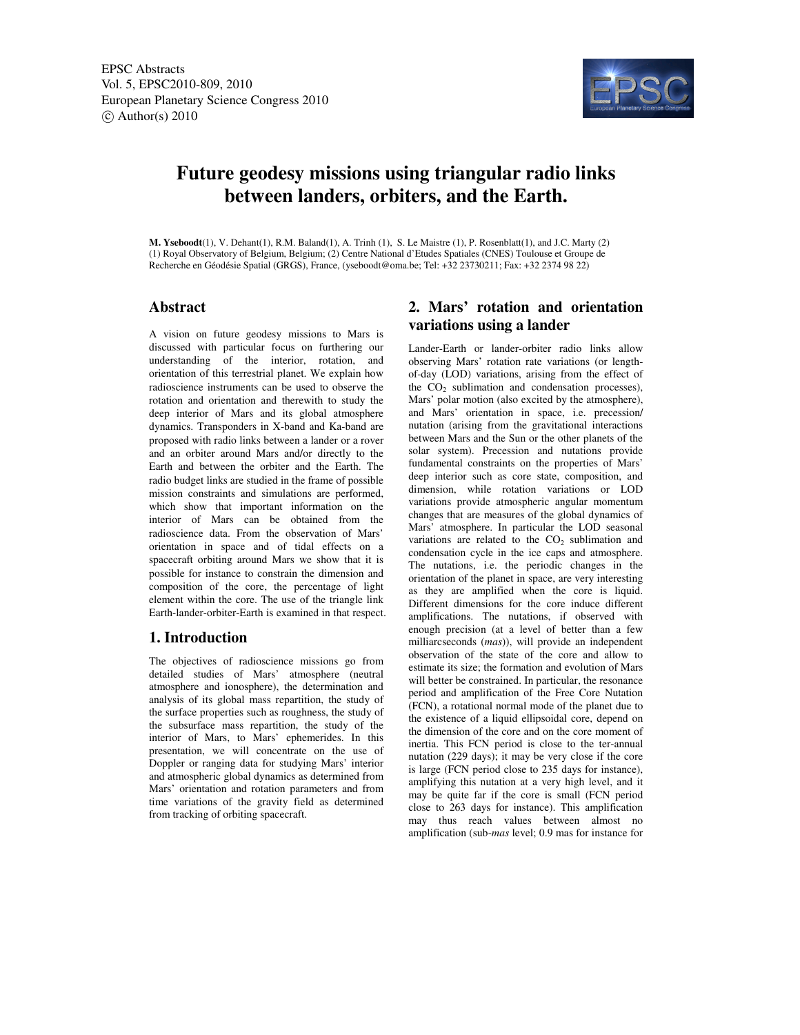# Future geodesy missions using triangular radio links between landers, orbiters, and the Earth.

**M. Yseboodt**(1), V. Dehant(1), R.M. Baland(1), A. Trinh (1), S. Le Maistre (1), P. Rosenblatt(1), and J.C. Marty (2)
(1) Royal Observatory of Belgium, Belgium; (2) Centre National d'Etudes Spatiales (CNES) Toulouse et Groupe de Recherche en Géodésie Spatial (GRGS), France, (yseboodt@oma.be; Tel: +32 23730211; Fax: +32 2374 98 22)

## Abstract

A vision on future geodesy missions to Mars is discussed with particular focus on furthering our understanding of the interior, rotation, and orientation of this terrestrial planet. We explain how radioscience instruments can be used to observe the rotation and orientation and therewith to study the deep interior of Mars and its global atmosphere dynamics. Transponders in X-band and Ka-band are proposed with radio links between a lander or a rover and an orbiter around Mars and/or directly to the Earth and between the orbiter and the Earth. The radio budget links are studied in the frame of possible mission constraints and simulations are performed, which show that important information on the interior of Mars can be obtained from the radioscience data. From the observation of Mars' orientation in space and of tidal effects on a spacecraft orbiting around Mars we show that it is possible for instance to constrain the dimension and composition of the core, the percentage of light element within the core. The use of the triangle link Earth-lander-orbiter-Earth is examined in that respect.

## 1. Introduction

The objectives of radioscience missions go from detailed studies of Mars' atmosphere (neutral atmosphere and ionosphere), the determination and analysis of its global mass repartition, the study of the surface properties such as roughness, the study of the subsurface mass repartition, the study of the interior of Mars, to Mars' ephemerides. In this presentation, we will concentrate on the use of Doppler or ranging data for studying Mars' interior and atmospheric global dynamics as determined from Mars' orientation and rotation parameters and from time variations of the gravity field as determined from tracking of orbiting spacecraft.

## 2. Mars' rotation and orientation variations using a lander

Lander-Earth or lander-orbiter radio links allow observing Mars' rotation rate variations (or length-of-day (LOD) variations, arising from the effect of the $CO_2$ sublimation and condensation processes), Mars' polar motion (also excited by the atmosphere), and Mars' orientation in space, i.e. precession/ nutation (arising from the gravitational interactions between Mars and the Sun or the other planets of the solar system). Precession and nutations provide fundamental constraints on the properties of Mars' deep interior such as core state, composition, and dimension, while rotation variations or LOD variations provide atmospheric angular momentum changes that are measures of the global dynamics of Mars' atmosphere. In particular the LOD seasonal variations are related to the $CO_2$ sublimation and condensation cycle in the ice caps and atmosphere. The nutations, i.e. the periodic changes in the orientation of the planet in space, are very interesting as they are amplified when the core is liquid. Different dimensions for the core induce different amplifications. The nutations, if observed with enough precision (at a level of better than a few milliarcseconds (*mas*)), will provide an independent observation of the state of the core and allow to estimate its size; the formation and evolution of Mars will better be constrained. In particular, the resonance period and amplification of the Free Core Nutation (FCN), a rotational normal mode of the planet due to the existence of a liquid ellipsoidal core, depend on the dimension of the core and on the core moment of inertia. This FCN period is close to the ter-annual nutation (229 days); it may be very close if the core is large (FCN period close to 235 days for instance), amplifying this nutation at a very high level, and it may be quite far if the core is small (FCN period close to 263 days for instance). This amplification may thus reach values between almost no amplification (sub-*mas* level; 0.9 mas for instance for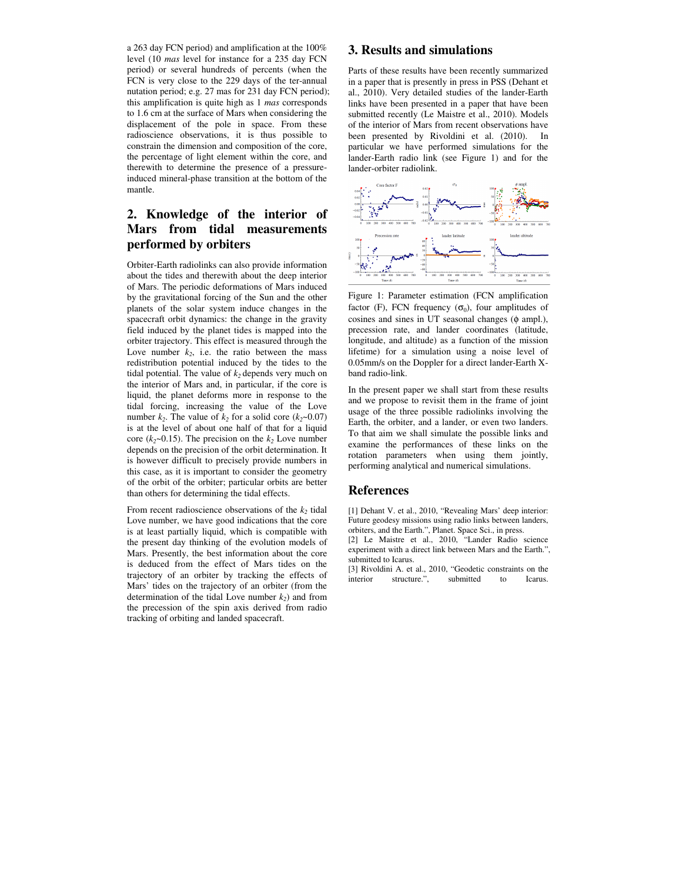a 263 day FCN period) and amplification at the 100% level (10 *mas* level for instance for a 235 day FCN period) or several hundreds of percents (when the FCN is very close to the 229 days of the ter-annual nutation period; e.g. 27 mas for 231 day FCN period); this amplification is quite high as 1 *mas* corresponds to 1.6 cm at the surface of Mars when considering the displacement of the pole in space. From these radioscience observations, it is thus possible to constrain the dimension and composition of the core, the percentage of light element within the core, and therewith to determine the presence of a pressure-induced mineral-phase transition at the bottom of the mantle.

## 2. Knowledge of the interior of Mars from tidal measurements performed by orbiters

Orbiter-Earth radiolinks can also provide information about the tides and therewith about the deep interior of Mars. The periodic deformations of Mars induced by the gravitational forcing of the Sun and the other planets of the solar system induce changes in the spacecraft orbit dynamics: the change in the gravity field induced by the planet tides is mapped into the orbiter trajectory. This effect is measured through the Love number $k_2$, i.e. the ratio between the mass redistribution potential induced by the tides to the tidal potential. The value of $k_2$ depends very much on the interior of Mars and, in particular, if the core is liquid, the planet deforms more in response to the tidal forcing, increasing the value of the Love number $k_2$. The value of $k_2$ for a solid core ($k_2$~0.07) is at the level of about one half of that for a liquid core ($k_2$~0.15). The precision on the $k_2$ Love number depends on the precision of the orbit determination. It is however difficult to precisely provide numbers in this case, as it is important to consider the geometry of the orbit of the orbiter; particular orbits are better than others for determining the tidal effects.

From recent radioscience observations of the $k_2$ tidal Love number, we have good indications that the core is at least partially liquid, which is compatible with the present day thinking of the evolution models of Mars. Presently, the best information about the core is deduced from the effect of Mars tides on the trajectory of an orbiter by tracking the effects of Mars' tides on the trajectory of an orbiter (from the determination of the tidal Love number $k_2$) and from the precession of the spin axis derived from radio tracking of orbiting and landed spacecraft.

## 3. Results and simulations

Parts of these results have been recently summarized in a paper that is presently in press in PSS (Dehant et al., 2010). Very detailed studies of the lander-Earth links have been presented in a paper that have been submitted recently (Le Maistre et al., 2010). Models of the interior of Mars from recent observations have been presented by Rivoldini et al. (2010). In particular we have performed simulations for the lander-Earth radio link (see Figure 1) and for the lander-orbiter radiolink.

Core factor F

$\sigma_0$

$\phi$ ampl.

Precession rate

lander latitude

lander altitude

Time (d)

Figure 1: Parameter estimation (FCN amplification factor (F), FCN frequency ($\sigma_0$), four amplitudes of cosines and sines in UT seasonal changes ($\phi$ ampl.), precession rate, and lander coordinates (latitude, longitude, and altitude) as a function of the mission lifetime) for a simulation using a noise level of 0.05mm/s on the Doppler for a direct lander-Earth X-band radio-link.

In the present paper we shall start from these results and we propose to revisit them in the frame of joint usage of the three possible radiolinks involving the Earth, the orbiter, and a lander, or even two landers. To that aim we shall simulate the possible links and examine the performances of these links on the rotation parameters when using them jointly, performing analytical and numerical simulations.

## References

[1] Dehant V. et al., 2010, "Revealing Mars' deep interior: Future geodesy missions using radio links between landers, orbiters, and the Earth.", Planet. Space Sci., in press.

[2] Le Maistre et al., 2010, "Lander Radio science experiment with a direct link between Mars and the Earth.", submitted to Icarus.

[3] Rivoldini A. et al., 2010, "Geodetic constraints on the interior structure.", submitted to Icarus.